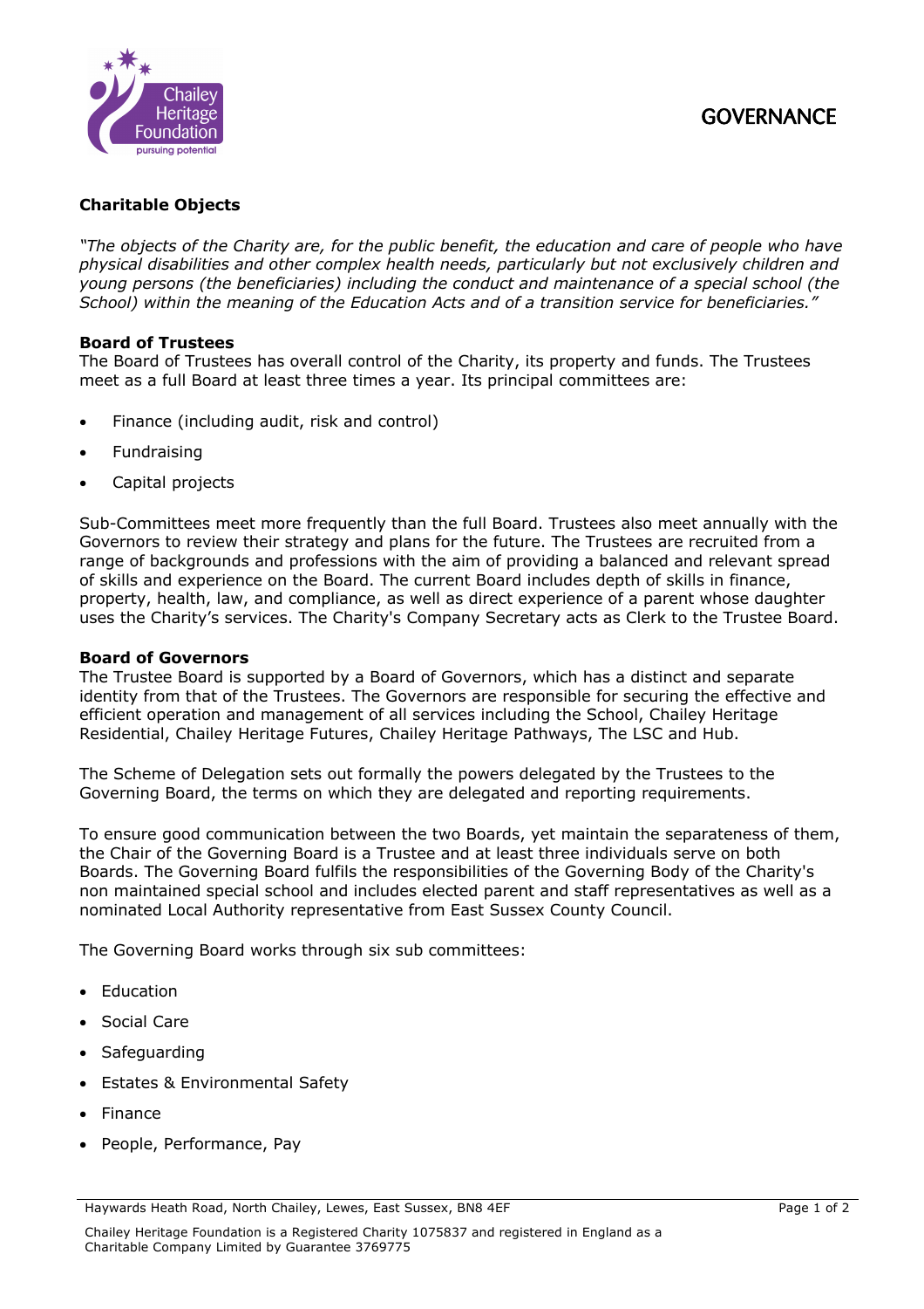# GOVERNANCE

## Charitable Objects

*"The objects of the Charity are, for the public benefit, the education and care of people who have physical disabilities and other complex health needs, particularly but not exclusively children and young persons (the beneficiaries) including the conduct and maintenance of a special school (the School) within the meaning of the Education Acts and of a transition service for beneficiaries."*

## Board of Trustees

The Board of Trustees has overall control of the Charity, its property and funds. The Trustees meet as a full Board at least three times a year. Its principal committees are:

- Finance (including audit, risk and control)
- Fundraising
- Capital projects

Sub-Committees meet more frequently than the full Board. Trustees also meet annually with the Governors to review their strategy and plans for the future. The Trustees are recruited from a range of backgrounds and professions with the aim of providing a balanced and relevant spread of skills and experience on the Board. The current Board includes depth of skills in finance, property, health, law, and compliance, as well as direct experience of a parent whose daughter uses the Charity's services. The Charity's Company Secretary acts as Clerk to the Trustee Board.

## Board of Governors

The Trustee Board is supported by a Board of Governors, which has a distinct and separate identity from that of the Trustees. The Governors are responsible for securing the effective and efficient operation and management of all services including the School, Chailey Heritage Residential, Chailey Heritage Futures, Chailey Heritage Pathways, The LSC and Hub.

The Scheme of Delegation sets out formally the powers delegated by the Trustees to the Governing Board, the terms on which they are delegated and reporting requirements.

To ensure good communication between the two Boards, yet maintain the separateness of them, the Chair of the Governing Board is a Trustee and at least three individuals serve on both Boards. The Governing Board fulfils the responsibilities of the Governing Body of the Charity's non maintained special school and includes elected parent and staff representatives as well as a nominated Local Authority representative from East Sussex County Council.

The Governing Board works through six sub committees:

- Education
- Social Care
- Safeguarding
- Estates & Environmental Safety
- Finance
- People, Performance, Pay

Haywards Heath Road, North Chailey, Lewes, East Sussex, BN8 4EF

Chailey Heritage Foundation is a Registered Charity 1075837 and registered in England as a Charitable Company Limited by Guarantee 3769775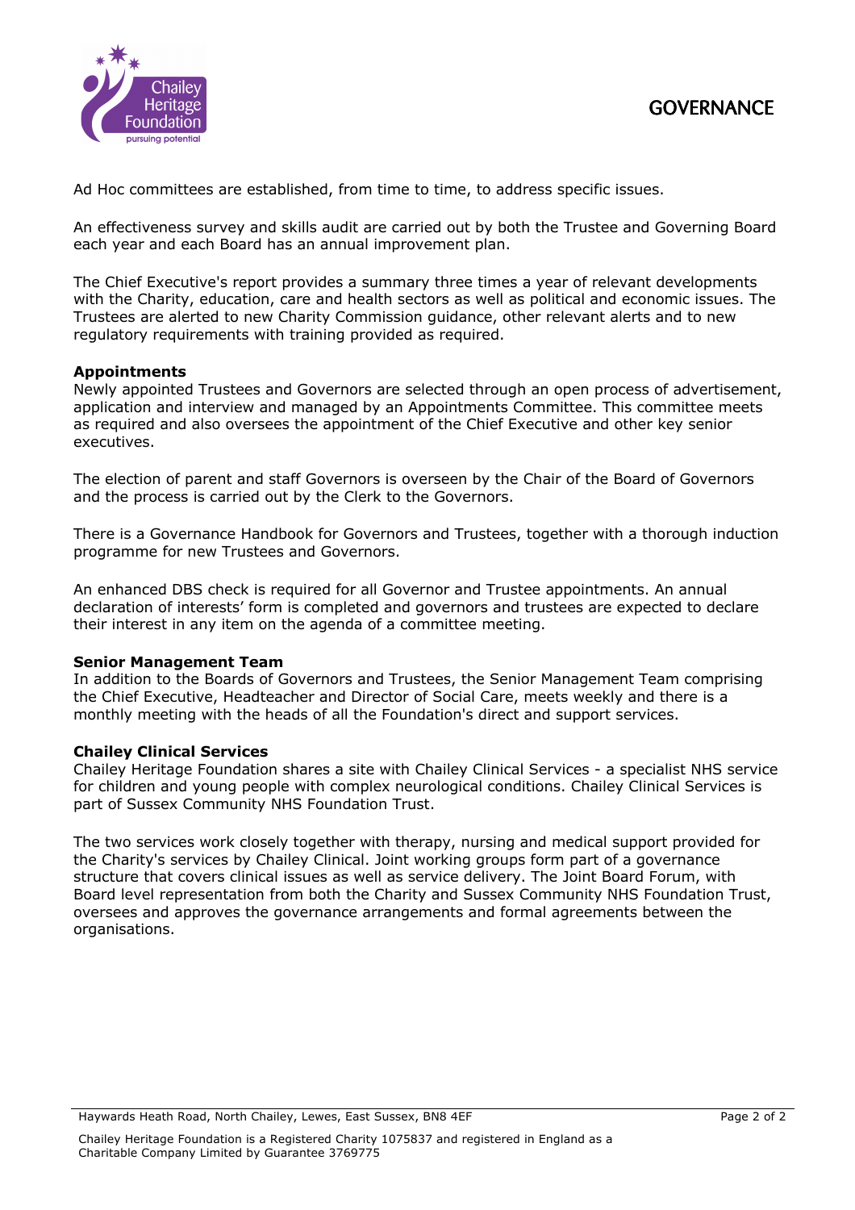Ad Hoc committees are established, from time to time, to address specific issues.

An effectiveness survey and skills audit are carried out by both the Trustee and Governing Board each year and each Board has an annual improvement plan.

The Chief Executive's report provides a summary three times a year of relevant developments with the Charity, education, care and health sectors as well as political and economic issues. The Trustees are alerted to new Charity Commission guidance, other relevant alerts and to new regulatory requirements with training provided as required.

**Appointments**

Newly appointed Trustees and Governors are selected through an open process of advertisement, application and interview and managed by an Appointments Committee. This committee meets as required and also oversees the appointment of the Chief Executive and other key senior executives.

The election of parent and staff Governors is overseen by the Chair of the Board of Governors and the process is carried out by the Clerk to the Governors.

There is a Governance Handbook for Governors and Trustees, together with a thorough induction programme for new Trustees and Governors.

An enhanced DBS check is required for all Governor and Trustee appointments. An annual declaration of interests' form is completed and governors and trustees are expected to declare their interest in any item on the agenda of a committee meeting.

**Senior Management Team**

In addition to the Boards of Governors and Trustees, the Senior Management Team comprising the Chief Executive, Headteacher and Director of Social Care, meets weekly and there is a monthly meeting with the heads of all the Foundation's direct and support services.

**Chailey Clinical Services**

Chailey Heritage Foundation shares a site with Chailey Clinical Services - a specialist NHS service for children and young people with complex neurological conditions. Chailey Clinical Services is part of Sussex Community NHS Foundation Trust.

The two services work closely together with therapy, nursing and medical support provided for the Charity's services by Chailey Clinical. Joint working groups form part of a governance structure that covers clinical issues as well as service delivery. The Joint Board Forum, with Board level representation from both the Charity and Sussex Community NHS Foundation Trust, oversees and approves the governance arrangements and formal agreements between the organisations.